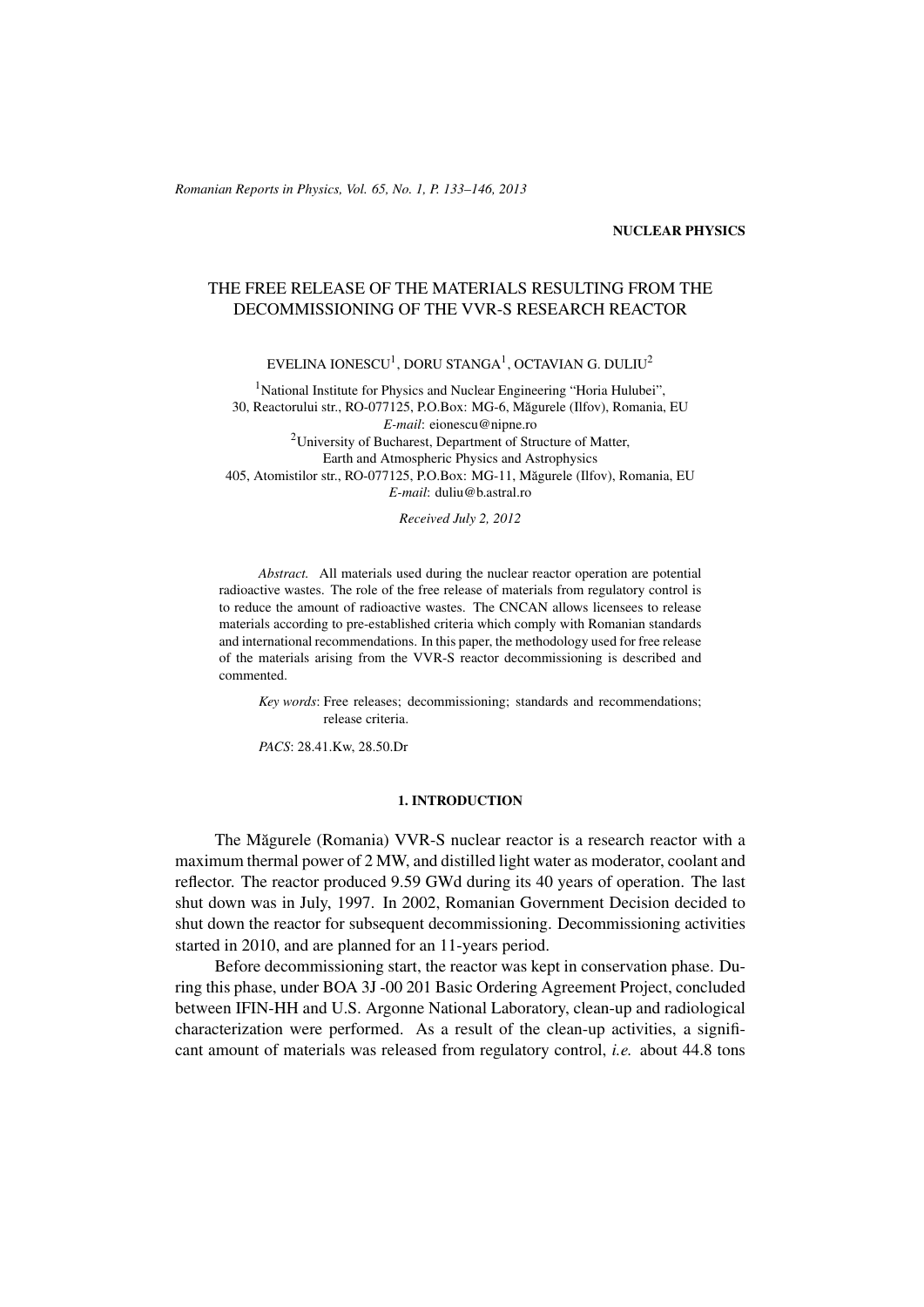NUCLEAR PHYSICS

# THE FREE RELEASE OF THE MATERIALS RESULTING FROM THE DECOMMISSIONING OF THE VVR-S RESEARCH REACTOR

EVELINA IONESCU[1], DORU STANGA[1], OCTAVIAN G. DULIU[2]

[1]National Institute for Physics and Nuclear Engineering "Horia Hulubei",
30, Reactorului str., RO-077125, P.O.Box: MG-6, Măgurele (Ilfov), Romania, EU
*E-mail*: eionescu@nipne.ro
[2]University of Bucharest, Department of Structure of Matter,
Earth and Atmospheric Physics and Astrophysics
405, Atomistilor str., RO-077125, P.O.Box: MG-11, Măgurele (Ilfov), Romania, EU
*E-mail*: duliu@b.astral.ro

*Received July 2, 2012*

*Abstract.* All materials used during the nuclear reactor operation are potential radioactive wastes. The role of the free release of materials from regulatory control is to reduce the amount of radioactive wastes. The CNCAN allows licensees to release materials according to pre-established criteria which comply with Romanian standards and international recommendations. In this paper, the methodology used for free release of the materials arising from the VVR-S reactor decommissioning is described and commented.

*Key words*: Free releases; decommissioning; standards and recommendations; release criteria.

*PACS*: 28.41.Kw, 28.50.Dr

## 1. INTRODUCTION

The Măgurele (Romania) VVR-S nuclear reactor is a research reactor with a maximum thermal power of 2 MW, and distilled light water as moderator, coolant and reflector. The reactor produced 9.59 GWd during its 40 years of operation. The last shut down was in July, 1997. In 2002, Romanian Government Decision decided to shut down the reactor for subsequent decommissioning. Decommissioning activities started in 2010, and are planned for an 11-years period.

Before decommissioning start, the reactor was kept in conservation phase. During this phase, under BOA 3J -00 201 Basic Ordering Agreement Project, concluded between IFIN-HH and U.S. Argonne National Laboratory, clean-up and radiological characterization were performed. As a result of the clean-up activities, a significant amount of materials was released from regulatory control, *i.e.* about 44.8 tons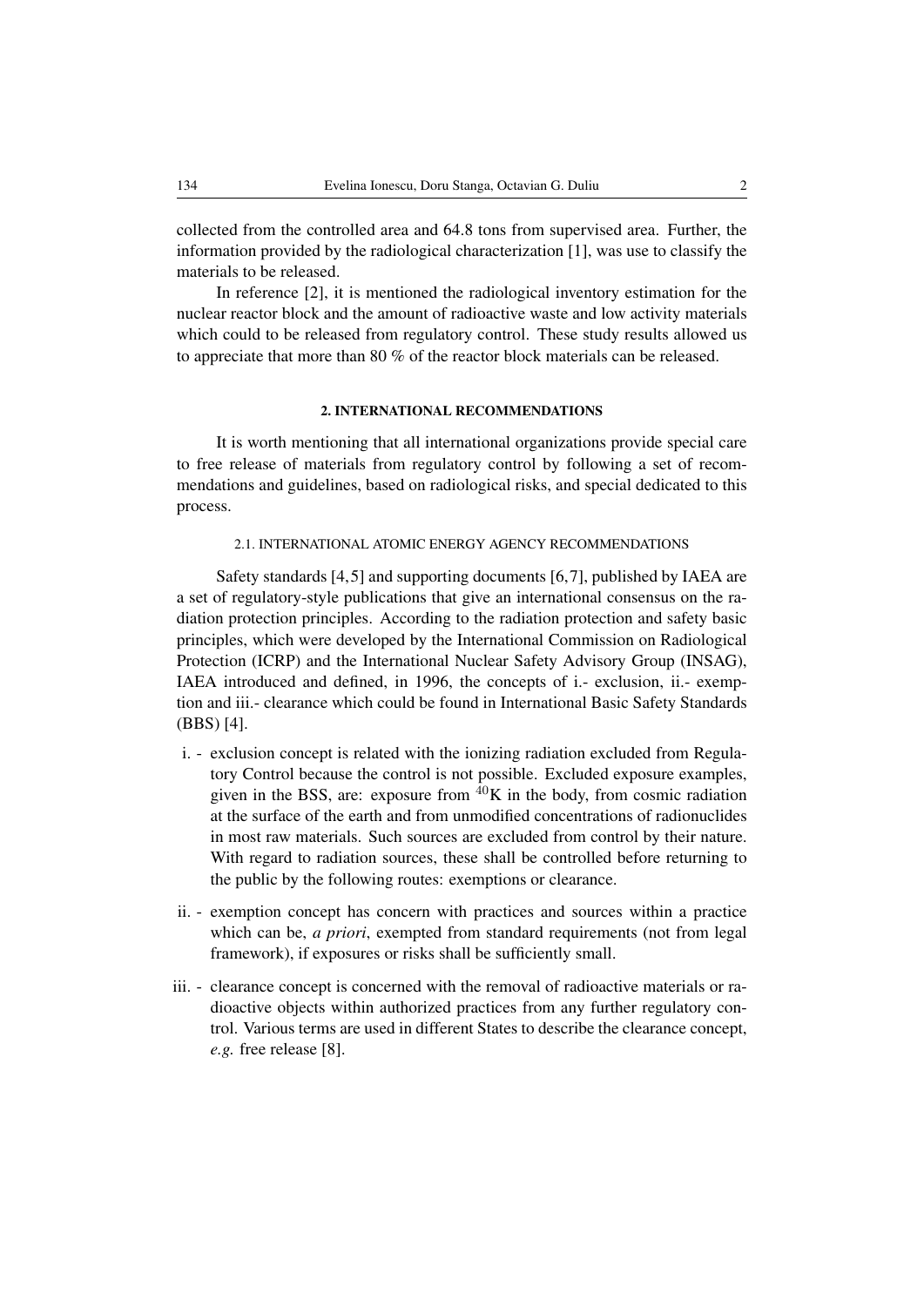collected from the controlled area and 64.8 tons from supervised area. Further, the information provided by the radiological characterization [1], was use to classify the materials to be released.

In reference [2], it is mentioned the radiological inventory estimation for the nuclear reactor block and the amount of radioactive waste and low activity materials which could to be released from regulatory control. These study results allowed us to appreciate that more than 80 % of the reactor block materials can be released.

## 2. INTERNATIONAL RECOMMENDATIONS

It is worth mentioning that all international organizations provide special care to free release of materials from regulatory control by following a set of recommendations and guidelines, based on radiological risks, and special dedicated to this process.

### 2.1. INTERNATIONAL ATOMIC ENERGY AGENCY RECOMMENDATIONS

Safety standards [4, 5] and supporting documents [6, 7], published by IAEA are a set of regulatory-style publications that give an international consensus on the radiation protection principles. According to the radiation protection and safety basic principles, which were developed by the International Commission on Radiological Protection (ICRP) and the International Nuclear Safety Advisory Group (INSAG), IAEA introduced and defined, in 1996, the concepts of i.- exclusion, ii.- exemption and iii.- clearance which could be found in International Basic Safety Standards (BBS) [4].

i. - exclusion concept is related with the ionizing radiation excluded from Regulatory Control because the control is not possible. Excluded exposure examples, given in the BSS, are: exposure from $^{40}$K in the body, from cosmic radiation at the surface of the earth and from unmodified concentrations of radionuclides in most raw materials. Such sources are excluded from control by their nature. With regard to radiation sources, these shall be controlled before returning to the public by the following routes: exemptions or clearance.

ii. - exemption concept has concern with practices and sources within a practice which can be, *a priori*, exempted from standard requirements (not from legal framework), if exposures or risks shall be sufficiently small.

iii. - clearance concept is concerned with the removal of radioactive materials or radioactive objects within authorized practices from any further regulatory control. Various terms are used in different States to describe the clearance concept, *e.g.* free release [8].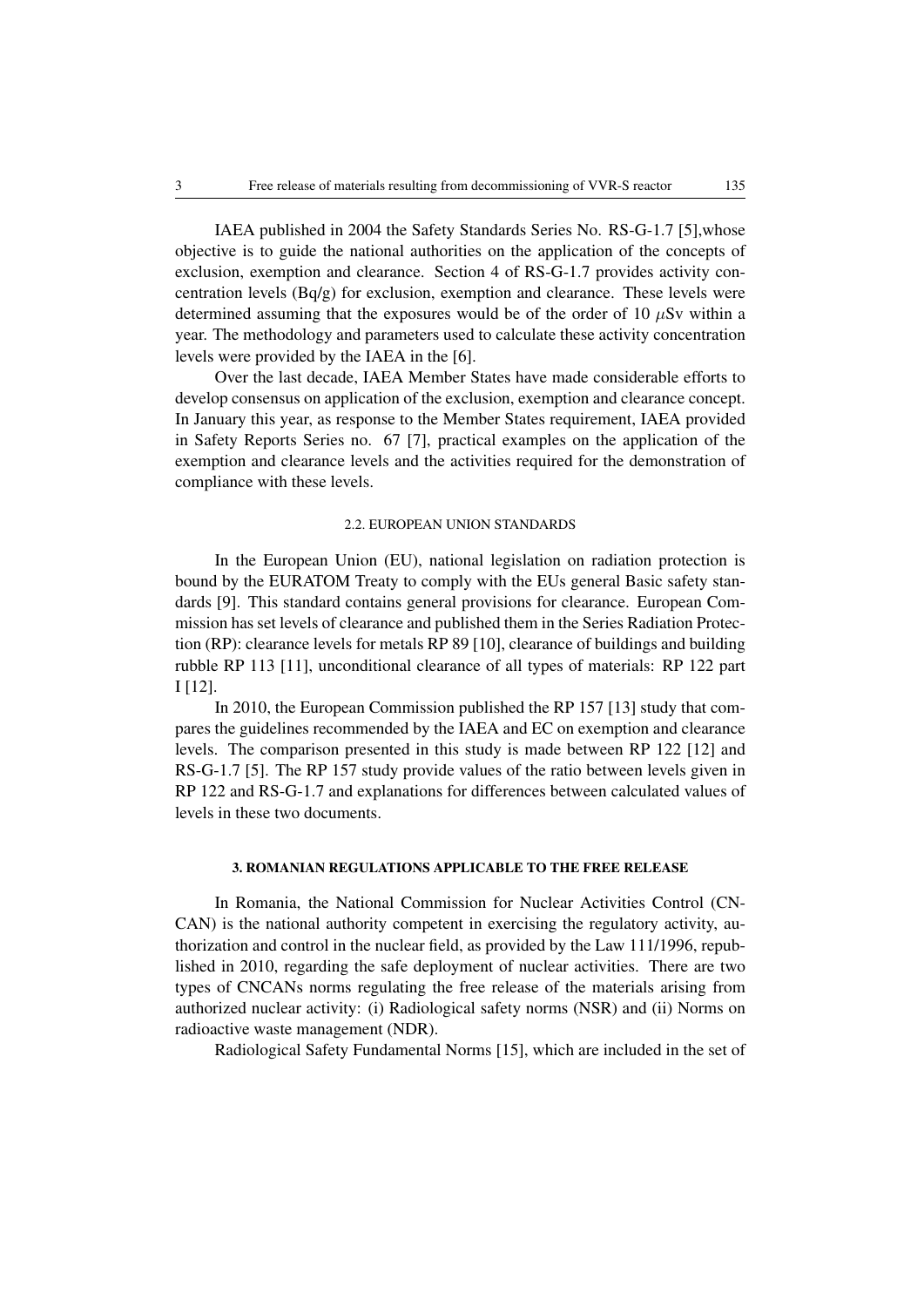IAEA published in 2004 the Safety Standards Series No. RS-G-1.7 [5],whose objective is to guide the national authorities on the application of the concepts of exclusion, exemption and clearance. Section 4 of RS-G-1.7 provides activity concentration levels (Bq/g) for exclusion, exemption and clearance. These levels were determined assuming that the exposures would be of the order of 10 $\mu$Sv within a year. The methodology and parameters used to calculate these activity concentration levels were provided by the IAEA in the [6].

Over the last decade, IAEA Member States have made considerable efforts to develop consensus on application of the exclusion, exemption and clearance concept. In January this year, as response to the Member States requirement, IAEA provided in Safety Reports Series no. 67 [7], practical examples on the application of the exemption and clearance levels and the activities required for the demonstration of compliance with these levels.

### 2.2. EUROPEAN UNION STANDARDS

In the European Union (EU), national legislation on radiation protection is bound by the EURATOM Treaty to comply with the EUs general Basic safety standards [9]. This standard contains general provisions for clearance. European Commission has set levels of clearance and published them in the Series Radiation Protection (RP): clearance levels for metals RP 89 [10], clearance of buildings and building rubble RP 113 [11], unconditional clearance of all types of materials: RP 122 part I [12].

In 2010, the European Commission published the RP 157 [13] study that compares the guidelines recommended by the IAEA and EC on exemption and clearance levels. The comparison presented in this study is made between RP 122 [12] and RS-G-1.7 [5]. The RP 157 study provide values of the ratio between levels given in RP 122 and RS-G-1.7 and explanations for differences between calculated values of levels in these two documents.

## 3. ROMANIAN REGULATIONS APPLICABLE TO THE FREE RELEASE

In Romania, the National Commission for Nuclear Activities Control (CNCAN) is the national authority competent in exercising the regulatory activity, authorization and control in the nuclear field, as provided by the Law 111/1996, republished in 2010, regarding the safe deployment of nuclear activities. There are two types of CNCANs norms regulating the free release of the materials arising from authorized nuclear activity: (i) Radiological safety norms (NSR) and (ii) Norms on radioactive waste management (NDR).

Radiological Safety Fundamental Norms [15], which are included in the set of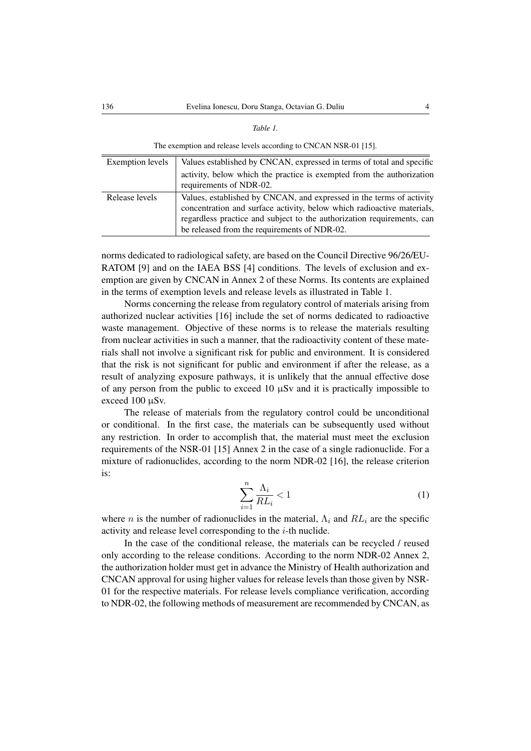*Table 1.*

The exemption and release levels according to CNCAN NSR-01 [15].

| | |
|---|---|
| Exemption levels | Values established by CNCAN, expressed in terms of total and specific activity, below which the practice is exempted from the authorization requirements of NDR-02. |
| Release levels | Values, established by CNCAN, and expressed in the terms of activity concentration and surface activity, below which radioactive materials, regardless practice and subject to the authorization requirements, can be released from the requirements of NDR-02. |

norms dedicated to radiological safety, are based on the Council Directive 96/26/EURATOM [9] and on the IAEA BSS [4] conditions. The levels of exclusion and exemption are given by CNCAN in Annex 2 of these Norms. Its contents are explained in the terms of exemption levels and release levels as illustrated in Table 1.

Norms concerning the release from regulatory control of materials arising from authorized nuclear activities [16] include the set of norms dedicated to radioactive waste management. Objective of these norms is to release the materials resulting from nuclear activities in such a manner, that the radioactivity content of these materials shall not involve a significant risk for public and environment. It is considered that the risk is not significant for public and environment if after the release, as a result of analyzing exposure pathways, it is unlikely that the annual effective dose of any person from the public to exceed 10 μSv and it is practically impossible to exceed 100 μSv.

The release of materials from the regulatory control could be unconditional or conditional. In the first case, the materials can be subsequently used without any restriction. In order to accomplish that, the material must meet the exclusion requirements of the NSR-01 [15] Annex 2 in the case of a single radionuclide. For a mixture of radionuclides, according to the norm NDR-02 [16], the release criterion is:

$$\sum_{i=1}^{n} \frac{\Lambda_i}{RL_i} < 1 \tag{1}$$

where $n$ is the number of radionuclides in the material, $\Lambda_i$ and $RL_i$ are the specific activity and release level corresponding to the $i$-th nuclide.

In the case of the conditional release, the materials can be recycled / reused only according to the release conditions. According to the norm NDR-02 Annex 2, the authorization holder must get in advance the Ministry of Health authorization and CNCAN approval for using higher values for release levels than those given by NSR-01 for the respective materials. For release levels compliance verification, according to NDR-02, the following methods of measurement are recommended by CNCAN, as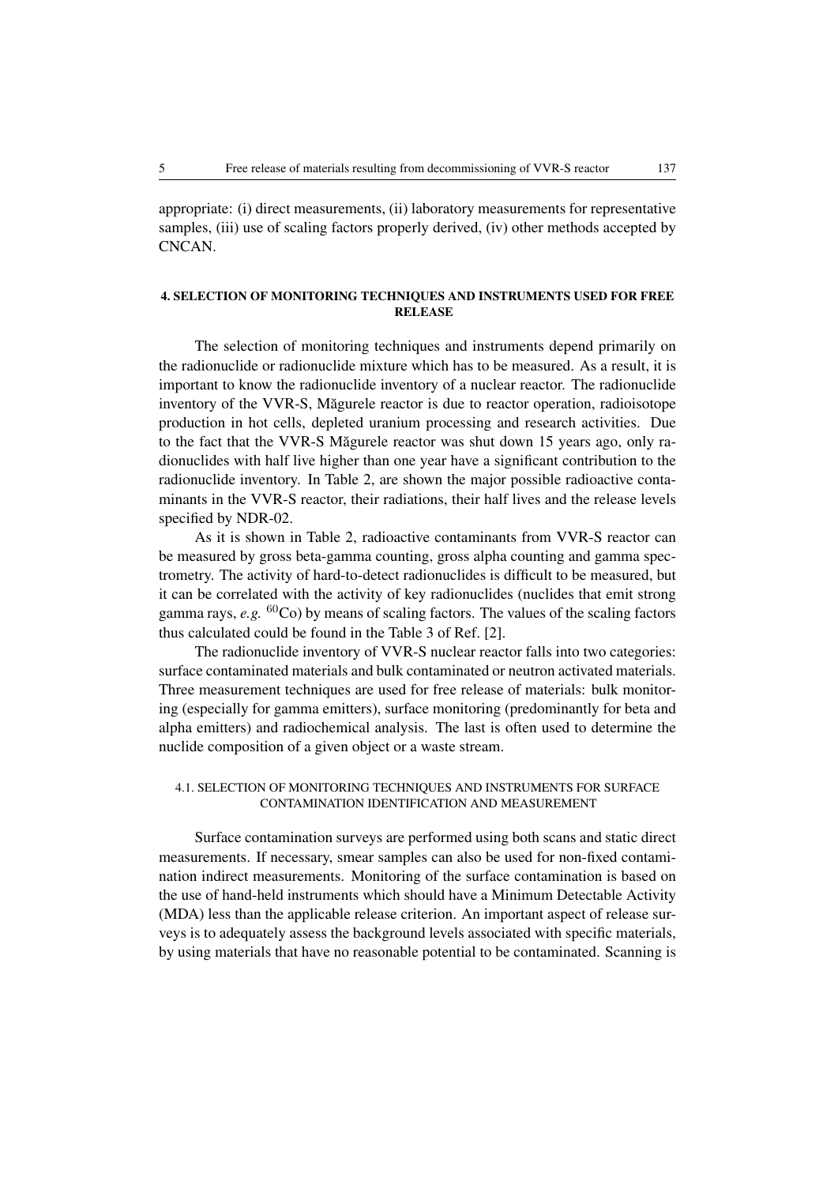appropriate: (i) direct measurements, (ii) laboratory measurements for representative samples, (iii) use of scaling factors properly derived, (iv) other methods accepted by CNCAN.

## 4. SELECTION OF MONITORING TECHNIQUES AND INSTRUMENTS USED FOR FREE RELEASE

The selection of monitoring techniques and instruments depend primarily on the radionuclide or radionuclide mixture which has to be measured. As a result, it is important to know the radionuclide inventory of a nuclear reactor. The radionuclide inventory of the VVR-S, Măgurele reactor is due to reactor operation, radioisotope production in hot cells, depleted uranium processing and research activities. Due to the fact that the VVR-S Măgurele reactor was shut down 15 years ago, only radionuclides with half live higher than one year have a significant contribution to the radionuclide inventory. In Table 2, are shown the major possible radioactive contaminants in the VVR-S reactor, their radiations, their half lives and the release levels specified by NDR-02.

As it is shown in Table 2, radioactive contaminants from VVR-S reactor can be measured by gross beta-gamma counting, gross alpha counting and gamma spectrometry. The activity of hard-to-detect radionuclides is difficult to be measured, but it can be correlated with the activity of key radionuclides (nuclides that emit strong gamma rays, *e.g.* $^{60}$Co) by means of scaling factors. The values of the scaling factors thus calculated could be found in the Table 3 of Ref. [2].

The radionuclide inventory of VVR-S nuclear reactor falls into two categories: surface contaminated materials and bulk contaminated or neutron activated materials. Three measurement techniques are used for free release of materials: bulk monitoring (especially for gamma emitters), surface monitoring (predominantly for beta and alpha emitters) and radiochemical analysis. The last is often used to determine the nuclide composition of a given object or a waste stream.

### 4.1. SELECTION OF MONITORING TECHNIQUES AND INSTRUMENTS FOR SURFACE CONTAMINATION IDENTIFICATION AND MEASUREMENT

Surface contamination surveys are performed using both scans and static direct measurements. If necessary, smear samples can also be used for non-fixed contamination indirect measurements. Monitoring of the surface contamination is based on the use of hand-held instruments which should have a Minimum Detectable Activity (MDA) less than the applicable release criterion. An important aspect of release surveys is to adequately assess the background levels associated with specific materials, by using materials that have no reasonable potential to be contaminated. Scanning is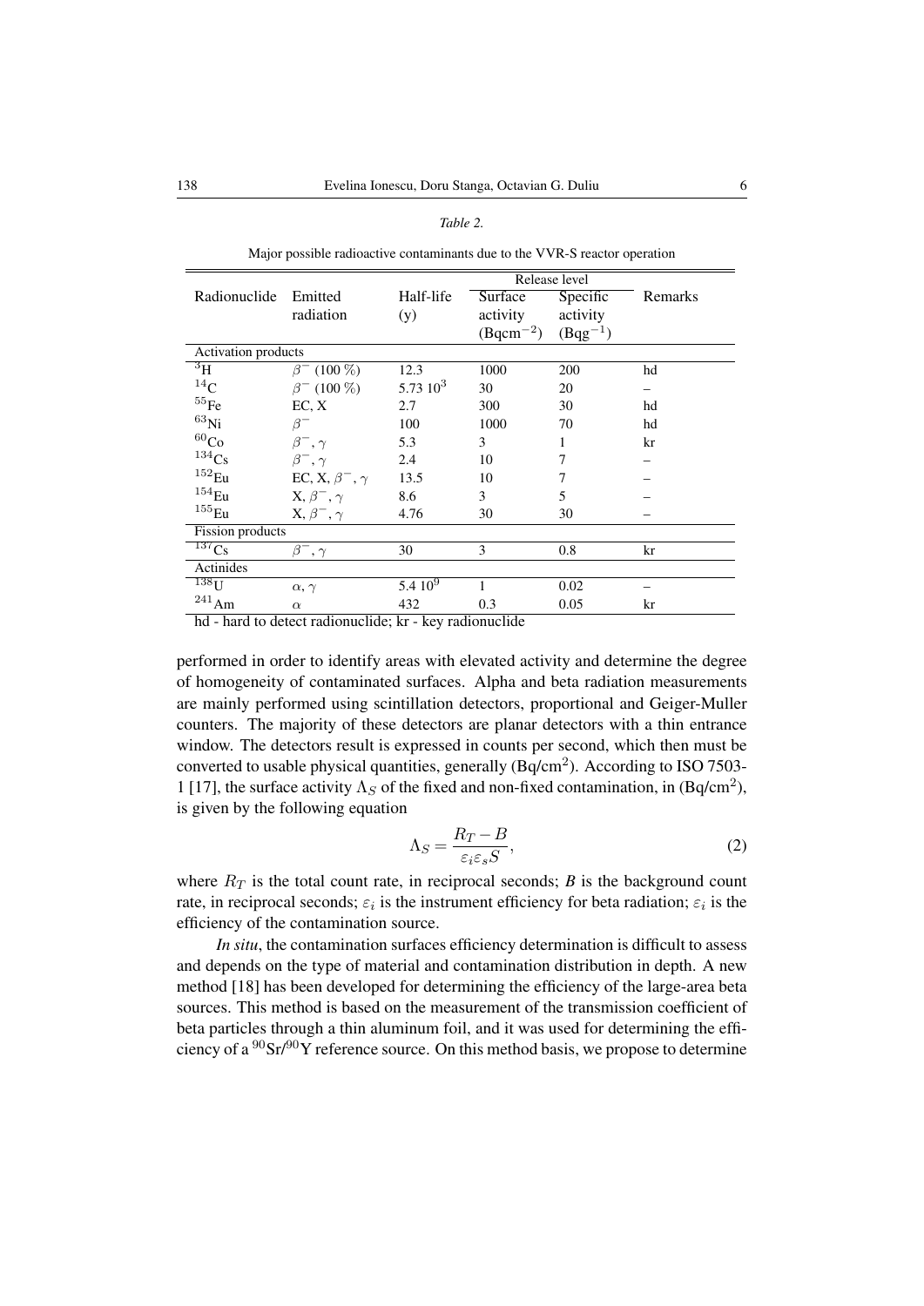*Table 2.*

Major possible radioactive contaminants due to the VVR-S reactor operation

| Radionuclide | Emitted radiation | Half-life (y) | Release level | | Remarks |
|---|---|---|---|---|---|
| | | | Surface activity ($\mathrm{Bqcm^{-2}}$) | Specific activity ($\mathrm{Bqg^{-1}}$) | |
| Activation products | | | | | |
| $^{3}$H | $\beta^-$ (100 %) | 12.3 | 1000 | 200 | hd |
| $^{14}$C | $\beta^-$ (100 %) | 5.73 $10^3$ | 30 | 20 | – |
| $^{55}$Fe | EC, X | 2.7 | 300 | 30 | hd |
| $^{63}$Ni | $\beta^-$ | 100 | 1000 | 70 | hd |
| $^{60}$Co | $\beta^-$, $\gamma$ | 5.3 | 3 | 1 | kr |
| $^{134}$Cs | $\beta^-$, $\gamma$ | 2.4 | 10 | 7 | – |
| $^{152}$Eu | EC, X, $\beta^-$, $\gamma$ | 13.5 | 10 | 7 | – |
| $^{154}$Eu | X, $\beta^-$, $\gamma$ | 8.6 | 3 | 5 | – |
| $^{155}$Eu | X, $\beta^-$, $\gamma$ | 4.76 | 30 | 30 | – |
| Fission products | | | | | |
| $^{137}$Cs | $\beta^-$, $\gamma$ | 30 | 3 | 0.8 | kr |
| Actinides | | | | | |
| $^{138}$U | $\alpha$, $\gamma$ | 5.4 $10^9$ | 1 | 0.02 | – |
| $^{241}$Am | $\alpha$ | 432 | 0.3 | 0.05 | kr |

hd - hard to detect radionuclide; kr - key radionuclide

performed in order to identify areas with elevated activity and determine the degree of homogeneity of contaminated surfaces. Alpha and beta radiation measurements are mainly performed using scintillation detectors, proportional and Geiger-Muller counters. The majority of these detectors are planar detectors with a thin entrance window. The detectors result is expressed in counts per second, which then must be converted to usable physical quantities, generally (Bq/cm$^2$). According to ISO 7503-1 [17], the surface activity $\Lambda_S$ of the fixed and non-fixed contamination, in (Bq/cm$^2$), is given by the following equation

$$\Lambda_S = \frac{R_T - B}{\varepsilon_i \varepsilon_s S}, \tag{2}$$

where $R_T$ is the total count rate, in reciprocal seconds; $B$ is the background count rate, in reciprocal seconds; $\varepsilon_i$ is the instrument efficiency for beta radiation; $\varepsilon_i$ is the efficiency of the contamination source.

*In situ*, the contamination surfaces efficiency determination is difficult to assess and depends on the type of material and contamination distribution in depth. A new method [18] has been developed for determining the efficiency of the large-area beta sources. This method is based on the measurement of the transmission coefficient of beta particles through a thin aluminum foil, and it was used for determining the efficiency of a $^{90}$Sr/$^{90}$Y reference source. On this method basis, we propose to determine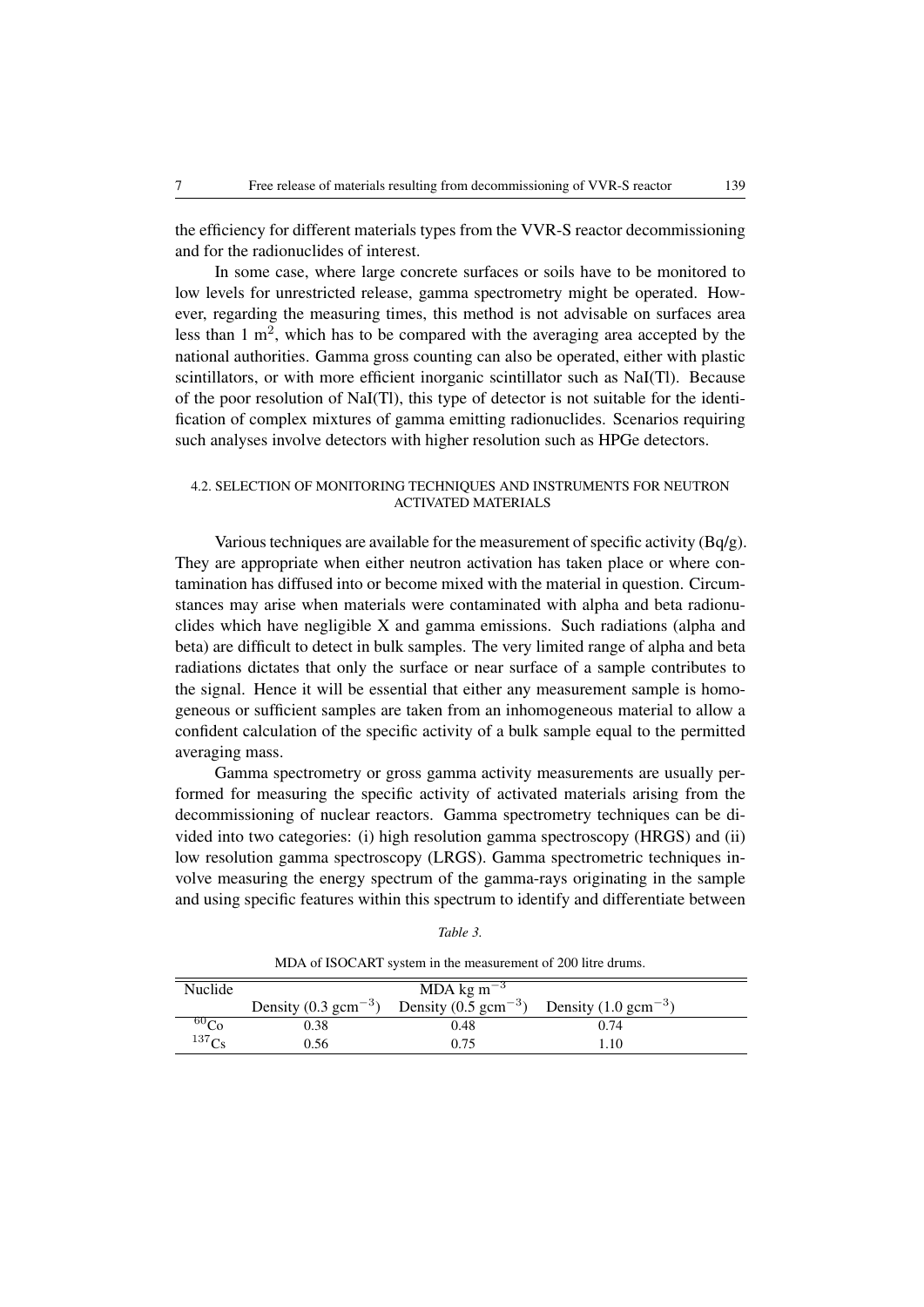the efficiency for different materials types from the VVR-S reactor decommissioning and for the radionuclides of interest.

In some case, where large concrete surfaces or soils have to be monitored to low levels for unrestricted release, gamma spectrometry might be operated. However, regarding the measuring times, this method is not advisable on surfaces area less than 1 $m^2$, which has to be compared with the averaging area accepted by the national authorities. Gamma gross counting can also be operated, either with plastic scintillators, or with more efficient inorganic scintillator such as NaI(Tl). Because of the poor resolution of NaI(Tl), this type of detector is not suitable for the identification of complex mixtures of gamma emitting radionuclides. Scenarios requiring such analyses involve detectors with higher resolution such as HPGe detectors.

### 4.2. SELECTION OF MONITORING TECHNIQUES AND INSTRUMENTS FOR NEUTRON ACTIVATED MATERIALS

Various techniques are available for the measurement of specific activity (Bq/g). They are appropriate when either neutron activation has taken place or where contamination has diffused into or become mixed with the material in question. Circumstances may arise when materials were contaminated with alpha and beta radionuclides which have negligible X and gamma emissions. Such radiations (alpha and beta) are difficult to detect in bulk samples. The very limited range of alpha and beta radiations dictates that only the surface or near surface of a sample contributes to the signal. Hence it will be essential that either any measurement sample is homogeneous or sufficient samples are taken from an inhomogeneous material to allow a confident calculation of the specific activity of a bulk sample equal to the permitted averaging mass.

Gamma spectrometry or gross gamma activity measurements are usually performed for measuring the specific activity of activated materials arising from the decommissioning of nuclear reactors. Gamma spectrometry techniques can be divided into two categories: (i) high resolution gamma spectroscopy (HRGS) and (ii) low resolution gamma spectroscopy (LRGS). Gamma spectrometric techniques involve measuring the energy spectrum of the gamma-rays originating in the sample and using specific features within this spectrum to identify and differentiate between

*Table 3.*

MDA of ISOCART system in the measurement of 200 litre drums.

| Nuclide | MDA kg $m^{-3}$ | | |
|---|---|---|---|
| | Density (0.3 $gcm^{-3}$) | Density (0.5 $gcm^{-3}$) | Density (1.0 $gcm^{-3}$) |
| $^{60}$Co | 0.38 | 0.48 | 0.74 |
| $^{137}$Cs | 0.56 | 0.75 | 1.10 |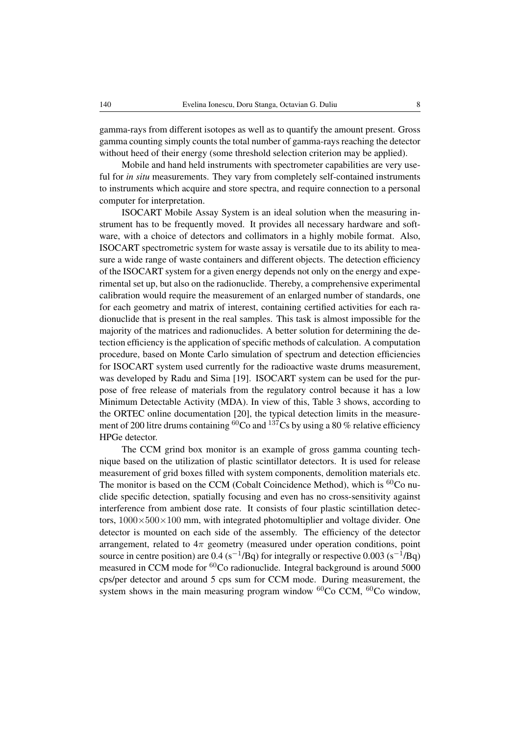gamma-rays from different isotopes as well as to quantify the amount present. Gross gamma counting simply counts the total number of gamma-rays reaching the detector without heed of their energy (some threshold selection criterion may be applied).

Mobile and hand held instruments with spectrometer capabilities are very useful for *in situ* measurements. They vary from completely self-contained instruments to instruments which acquire and store spectra, and require connection to a personal computer for interpretation.

ISOCART Mobile Assay System is an ideal solution when the measuring instrument has to be frequently moved. It provides all necessary hardware and software, with a choice of detectors and collimators in a highly mobile format. Also, ISOCART spectrometric system for waste assay is versatile due to its ability to measure a wide range of waste containers and different objects. The detection efficiency of the ISOCART system for a given energy depends not only on the energy and experimental set up, but also on the radionuclide. Thereby, a comprehensive experimental calibration would require the measurement of an enlarged number of standards, one for each geometry and matrix of interest, containing certified activities for each radionuclide that is present in the real samples. This task is almost impossible for the majority of the matrices and radionuclides. A better solution for determining the detection efficiency is the application of specific methods of calculation. A computation procedure, based on Monte Carlo simulation of spectrum and detection efficiencies for ISOCART system used currently for the radioactive waste drums measurement, was developed by Radu and Sima [19]. ISOCART system can be used for the purpose of free release of materials from the regulatory control because it has a low Minimum Detectable Activity (MDA). In view of this, Table 3 shows, according to the ORTEC online documentation [20], the typical detection limits in the measurement of 200 litre drums containing $^{60}$Co and $^{137}$Cs by using a 80 % relative efficiency HPGe detector.

The CCM grind box monitor is an example of gross gamma counting technique based on the utilization of plastic scintillator detectors. It is used for release measurement of grid boxes filled with system components, demolition materials etc. The monitor is based on the CCM (Cobalt Coincidence Method), which is $^{60}$Co nuclide specific detection, spatially focusing and even has no cross-sensitivity against interference from ambient dose rate. It consists of four plastic scintillation detectors, $1000 \times 500 \times 100$ mm, with integrated photomultiplier and voltage divider. One detector is mounted on each side of the assembly. The efficiency of the detector arrangement, related to $4\pi$ geometry (measured under operation conditions, point source in centre position) are 0.4 (s$^{-1}$/Bq) for integrally or respective 0.003 (s$^{-1}$/Bq) measured in CCM mode for $^{60}$Co radionuclide. Integral background is around 5000 cps/per detector and around 5 cps sum for CCM mode. During measurement, the system shows in the main measuring program window $^{60}$Co CCM, $^{60}$Co window,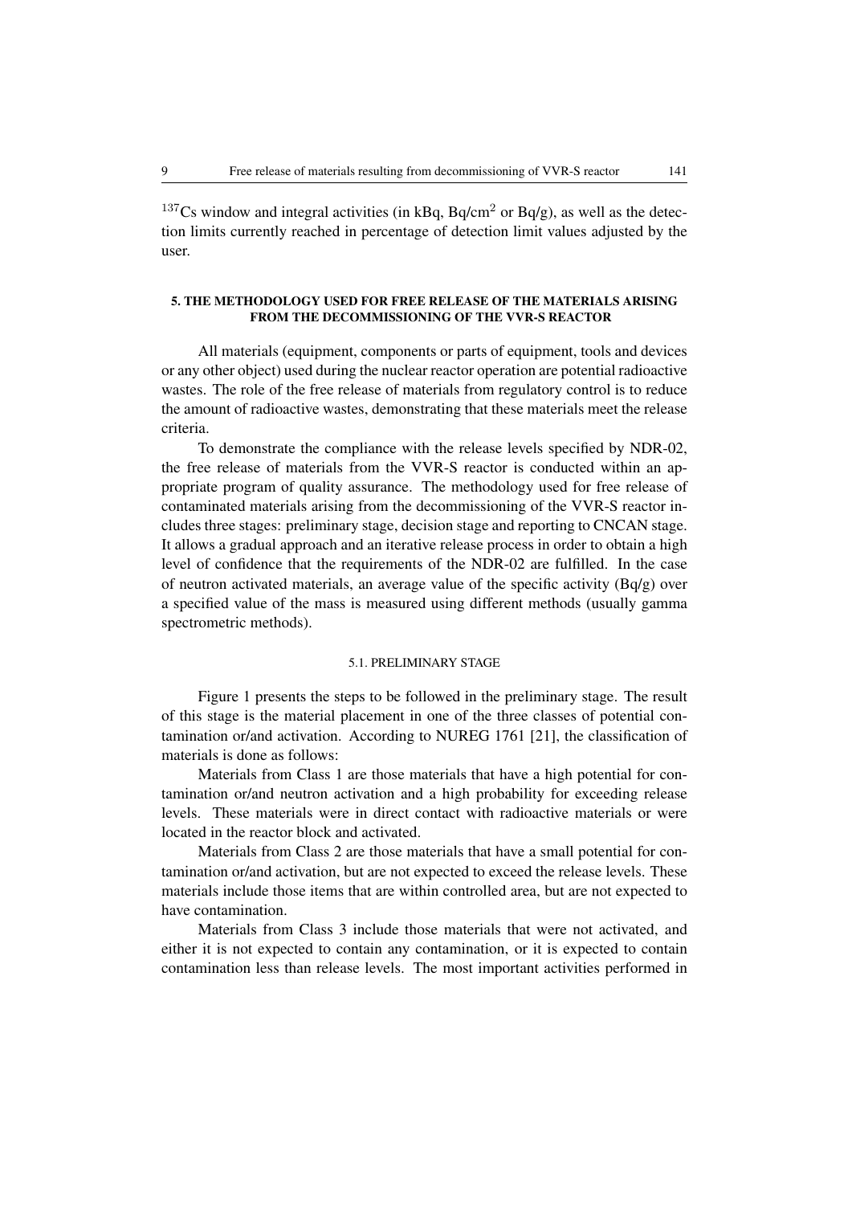$^{137}$Cs window and integral activities (in kBq, Bq/cm$^2$ or Bq/g), as well as the detection limits currently reached in percentage of detection limit values adjusted by the user.

## 5. THE METHODOLOGY USED FOR FREE RELEASE OF THE MATERIALS ARISING FROM THE DECOMMISSIONING OF THE VVR-S REACTOR

All materials (equipment, components or parts of equipment, tools and devices or any other object) used during the nuclear reactor operation are potential radioactive wastes. The role of the free release of materials from regulatory control is to reduce the amount of radioactive wastes, demonstrating that these materials meet the release criteria.

To demonstrate the compliance with the release levels specified by NDR-02, the free release of materials from the VVR-S reactor is conducted within an appropriate program of quality assurance. The methodology used for free release of contaminated materials arising from the decommissioning of the VVR-S reactor includes three stages: preliminary stage, decision stage and reporting to CNCAN stage. It allows a gradual approach and an iterative release process in order to obtain a high level of confidence that the requirements of the NDR-02 are fulfilled. In the case of neutron activated materials, an average value of the specific activity (Bq/g) over a specified value of the mass is measured using different methods (usually gamma spectrometric methods).

### 5.1. PRELIMINARY STAGE

Figure 1 presents the steps to be followed in the preliminary stage. The result of this stage is the material placement in one of the three classes of potential contamination or/and activation. According to NUREG 1761 [21], the classification of materials is done as follows:

Materials from Class 1 are those materials that have a high potential for contamination or/and neutron activation and a high probability for exceeding release levels. These materials were in direct contact with radioactive materials or were located in the reactor block and activated.

Materials from Class 2 are those materials that have a small potential for contamination or/and activation, but are not expected to exceed the release levels. These materials include those items that are within controlled area, but are not expected to have contamination.

Materials from Class 3 include those materials that were not activated, and either it is not expected to contain any contamination, or it is expected to contain contamination less than release levels. The most important activities performed in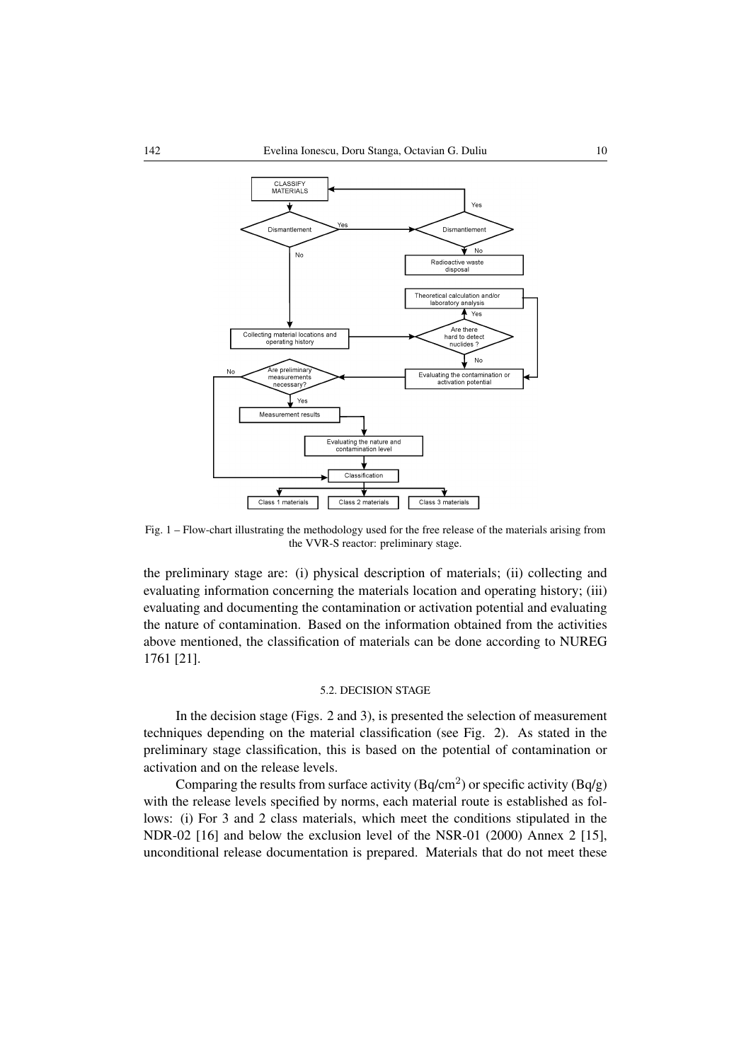Fig. 1 – Flow-chart illustrating the methodology used for the free release of the materials arising from the VVR-S reactor: preliminary stage.

the preliminary stage are: (i) physical description of materials; (ii) collecting and evaluating information concerning the materials location and operating history; (iii) evaluating and documenting the contamination or activation potential and evaluating the nature of contamination. Based on the information obtained from the activities above mentioned, the classification of materials can be done according to NUREG 1761 [21].

### 5.2. DECISION STAGE

In the decision stage (Figs. 2 and 3), is presented the selection of measurement techniques depending on the material classification (see Fig. 2). As stated in the preliminary stage classification, this is based on the potential of contamination or activation and on the release levels.

Comparing the results from surface activity (Bq/cm$^2$) or specific activity (Bq/g) with the release levels specified by norms, each material route is established as follows: (i) For 3 and 2 class materials, which meet the conditions stipulated in the NDR-02 [16] and below the exclusion level of the NSR-01 (2000) Annex 2 [15], unconditional release documentation is prepared. Materials that do not meet these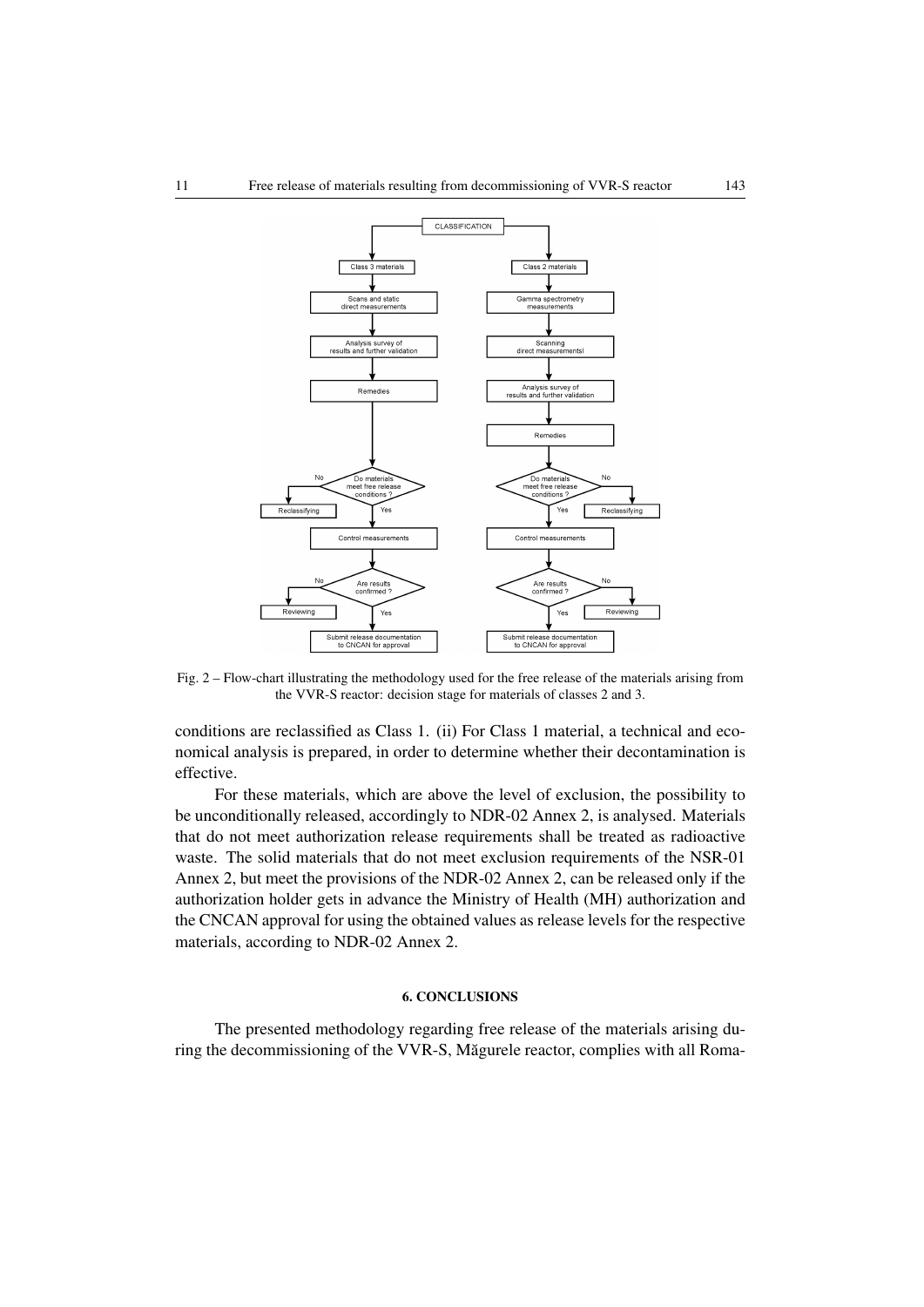Fig. 2 – Flow-chart illustrating the methodology used for the free release of the materials arising from the VVR-S reactor: decision stage for materials of classes 2 and 3.

conditions are reclassified as Class 1. (ii) For Class 1 material, a technical and economical analysis is prepared, in order to determine whether their decontamination is effective.

For these materials, which are above the level of exclusion, the possibility to be unconditionally released, accordingly to NDR-02 Annex 2, is analysed. Materials that do not meet authorization release requirements shall be treated as radioactive waste. The solid materials that do not meet exclusion requirements of the NSR-01 Annex 2, but meet the provisions of the NDR-02 Annex 2, can be released only if the authorization holder gets in advance the Ministry of Health (MH) authorization and the CNCAN approval for using the obtained values as release levels for the respective materials, according to NDR-02 Annex 2.

## 6. CONCLUSIONS

The presented methodology regarding free release of the materials arising during the decommissioning of the VVR-S, Măgurele reactor, complies with all Roma-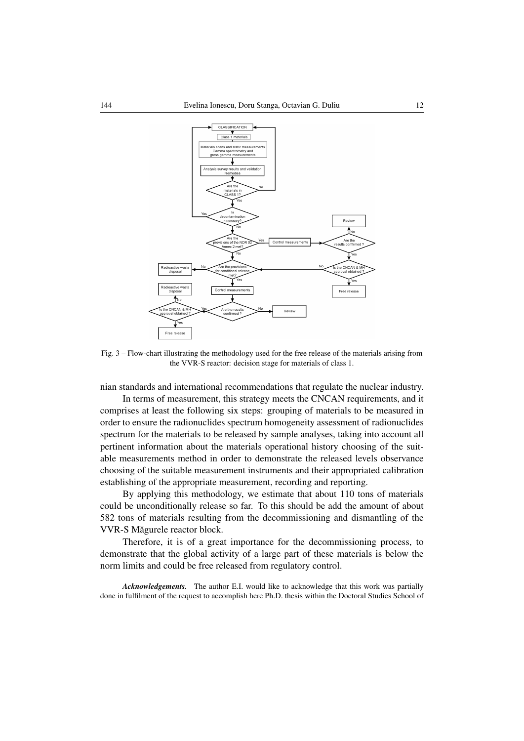Fig. 3 – Flow-chart illustrating the methodology used for the free release of the materials arising from the VVR-S reactor: decision stage for materials of class 1.

nian standards and international recommendations that regulate the nuclear industry.

In terms of measurement, this strategy meets the CNCAN requirements, and it comprises at least the following six steps: grouping of materials to be measured in order to ensure the radionuclides spectrum homogeneity assessment of radionuclides spectrum for the materials to be released by sample analyses, taking into account all pertinent information about the materials operational history choosing of the suitable measurements method in order to demonstrate the released levels observance choosing of the suitable measurement instruments and their appropriated calibration establishing of the appropriate measurement, recording and reporting.

By applying this methodology, we estimate that about 110 tons of materials could be unconditionally release so far. To this should be add the amount of about 582 tons of materials resulting from the decommissioning and dismantling of the VVR-S Măgurele reactor block.

Therefore, it is of a great importance for the decommissioning process, to demonstrate that the global activity of a large part of these materials is below the norm limits and could be free released from regulatory control.

***Acknowledgements.*** The author E.I. would like to acknowledge that this work was partially done in fulfilment of the request to accomplish here Ph.D. thesis within the Doctoral Studies School of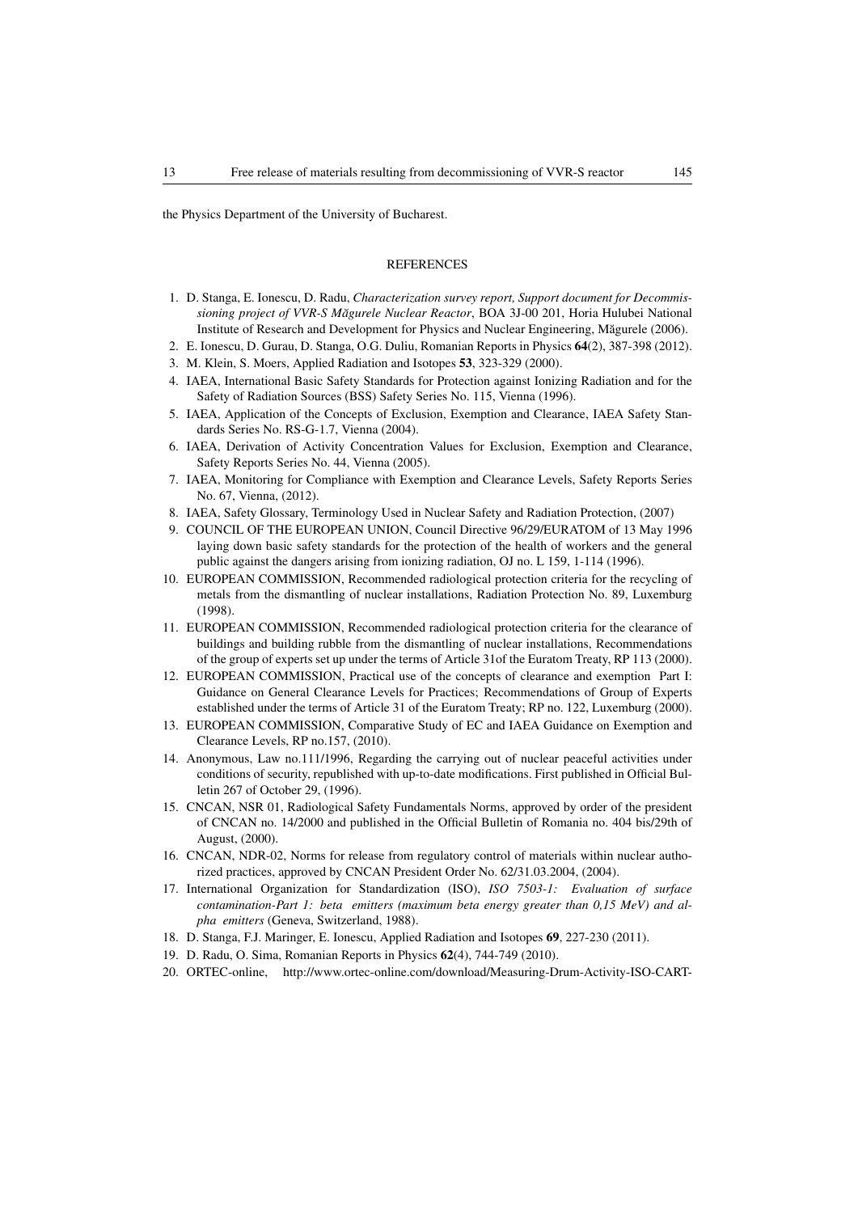the Physics Department of the University of Bucharest.

## REFERENCES

1. D. Stanga, E. Ionescu, D. Radu, *Characterization survey report, Support document for Decommissioning project of VVR-S Măgurele Nuclear Reactor*, BOA 3J-00 201, Horia Hulubei National Institute of Research and Development for Physics and Nuclear Engineering, Măgurele (2006).
2. E. Ionescu, D. Gurau, D. Stanga, O.G. Duliu, Romanian Reports in Physics **64**(2), 387-398 (2012).
3. M. Klein, S. Moers, Applied Radiation and Isotopes **53**, 323-329 (2000).
4. IAEA, International Basic Safety Standards for Protection against Ionizing Radiation and for the Safety of Radiation Sources (BSS) Safety Series No. 115, Vienna (1996).
5. IAEA, Application of the Concepts of Exclusion, Exemption and Clearance, IAEA Safety Standards Series No. RS-G-1.7, Vienna (2004).
6. IAEA, Derivation of Activity Concentration Values for Exclusion, Exemption and Clearance, Safety Reports Series No. 44, Vienna (2005).
7. IAEA, Monitoring for Compliance with Exemption and Clearance Levels, Safety Reports Series No. 67, Vienna, (2012).
8. IAEA, Safety Glossary, Terminology Used in Nuclear Safety and Radiation Protection, (2007)
9. COUNCIL OF THE EUROPEAN UNION, Council Directive 96/29/EURATOM of 13 May 1996 laying down basic safety standards for the protection of the health of workers and the general public against the dangers arising from ionizing radiation, OJ no. L 159, 1-114 (1996).
10. EUROPEAN COMMISSION, Recommended radiological protection criteria for the recycling of metals from the dismantling of nuclear installations, Radiation Protection No. 89, Luxemburg (1998).
11. EUROPEAN COMMISSION, Recommended radiological protection criteria for the clearance of buildings and building rubble from the dismantling of nuclear installations, Recommendations of the group of experts set up under the terms of Article 31of the Euratom Treaty, RP 113 (2000).
12. EUROPEAN COMMISSION, Practical use of the concepts of clearance and exemption Part I: Guidance on General Clearance Levels for Practices; Recommendations of Group of Experts established under the terms of Article 31 of the Euratom Treaty; RP no. 122, Luxemburg (2000).
13. EUROPEAN COMMISSION, Comparative Study of EC and IAEA Guidance on Exemption and Clearance Levels, RP no.157, (2010).
14. Anonymous, Law no.111/1996, Regarding the carrying out of nuclear peaceful activities under conditions of security, republished with up-to-date modifications. First published in Official Bulletin 267 of October 29, (1996).
15. CNCAN, NSR 01, Radiological Safety Fundamentals Norms, approved by order of the president of CNCAN no. 14/2000 and published in the Official Bulletin of Romania no. 404 bis/29th of August, (2000).
16. CNCAN, NDR-02, Norms for release from regulatory control of materials within nuclear authorized practices, approved by CNCAN President Order No. 62/31.03.2004, (2004).
17. International Organization for Standardization (ISO), *ISO 7503-1: Evaluation of surface contamination-Part 1: beta emitters (maximum beta energy greater than 0,15 MeV) and alpha emitters* (Geneva, Switzerland, 1988).
18. D. Stanga, F.J. Maringer, E. Ionescu, Applied Radiation and Isotopes **69**, 227-230 (2011).
19. D. Radu, O. Sima, Romanian Reports in Physics **62**(4), 744-749 (2010).
20. ORTEC-online, http://www.ortec-online.com/download/Measuring-Drum-Activity-ISO-CART-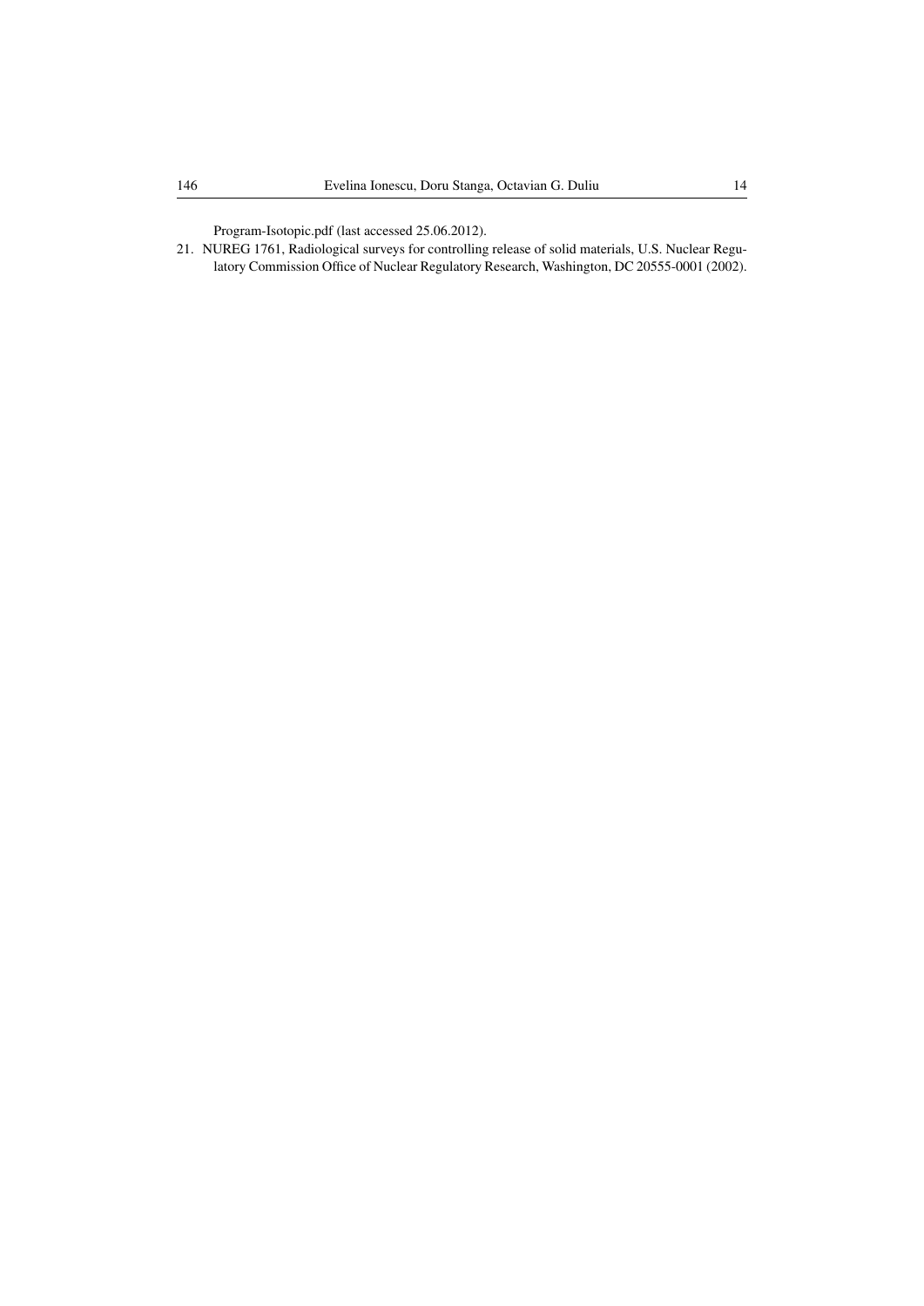Program-Isotopic.pdf (last accessed 25.06.2012).

21. NUREG 1761, Radiological surveys for controlling release of solid materials, U.S. Nuclear Regulatory Commission Office of Nuclear Regulatory Research, Washington, DC 20555-0001 (2002).